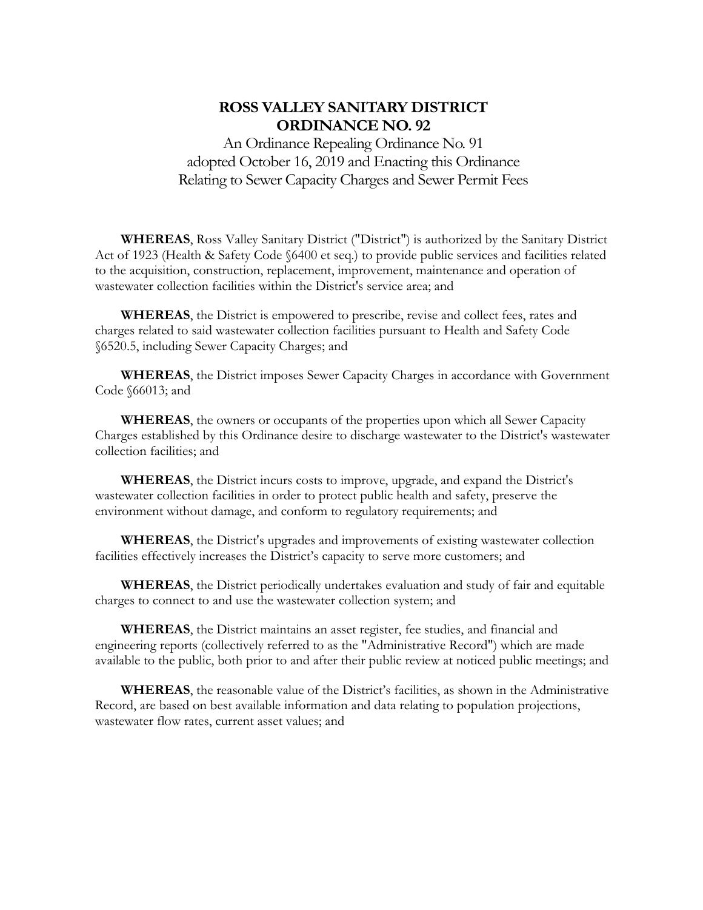# ROSS VALLEY SANITARY DISTRICT
# ORDINANCE NO. 92

An Ordinance Repealing Ordinance No. 91
adopted October 16, 2019 and Enacting this Ordinance
Relating to Sewer Capacity Charges and Sewer Permit Fees

**WHEREAS**, Ross Valley Sanitary District ("District") is authorized by the Sanitary District Act of 1923 (Health & Safety Code §6400 et seq.) to provide public services and facilities related to the acquisition, construction, replacement, improvement, maintenance and operation of wastewater collection facilities within the District's service area; and

**WHEREAS**, the District is empowered to prescribe, revise and collect fees, rates and charges related to said wastewater collection facilities pursuant to Health and Safety Code §6520.5, including Sewer Capacity Charges; and

**WHEREAS**, the District imposes Sewer Capacity Charges in accordance with Government Code §66013; and

**WHEREAS**, the owners or occupants of the properties upon which all Sewer Capacity Charges established by this Ordinance desire to discharge wastewater to the District's wastewater collection facilities; and

**WHEREAS**, the District incurs costs to improve, upgrade, and expand the District's wastewater collection facilities in order to protect public health and safety, preserve the environment without damage, and conform to regulatory requirements; and

**WHEREAS**, the District's upgrades and improvements of existing wastewater collection facilities effectively increases the District's capacity to serve more customers; and

**WHEREAS**, the District periodically undertakes evaluation and study of fair and equitable charges to connect to and use the wastewater collection system; and

**WHEREAS**, the District maintains an asset register, fee studies, and financial and engineering reports (collectively referred to as the "Administrative Record") which are made available to the public, both prior to and after their public review at noticed public meetings; and

**WHEREAS**, the reasonable value of the District's facilities, as shown in the Administrative Record, are based on best available information and data relating to population projections, wastewater flow rates, current asset values; and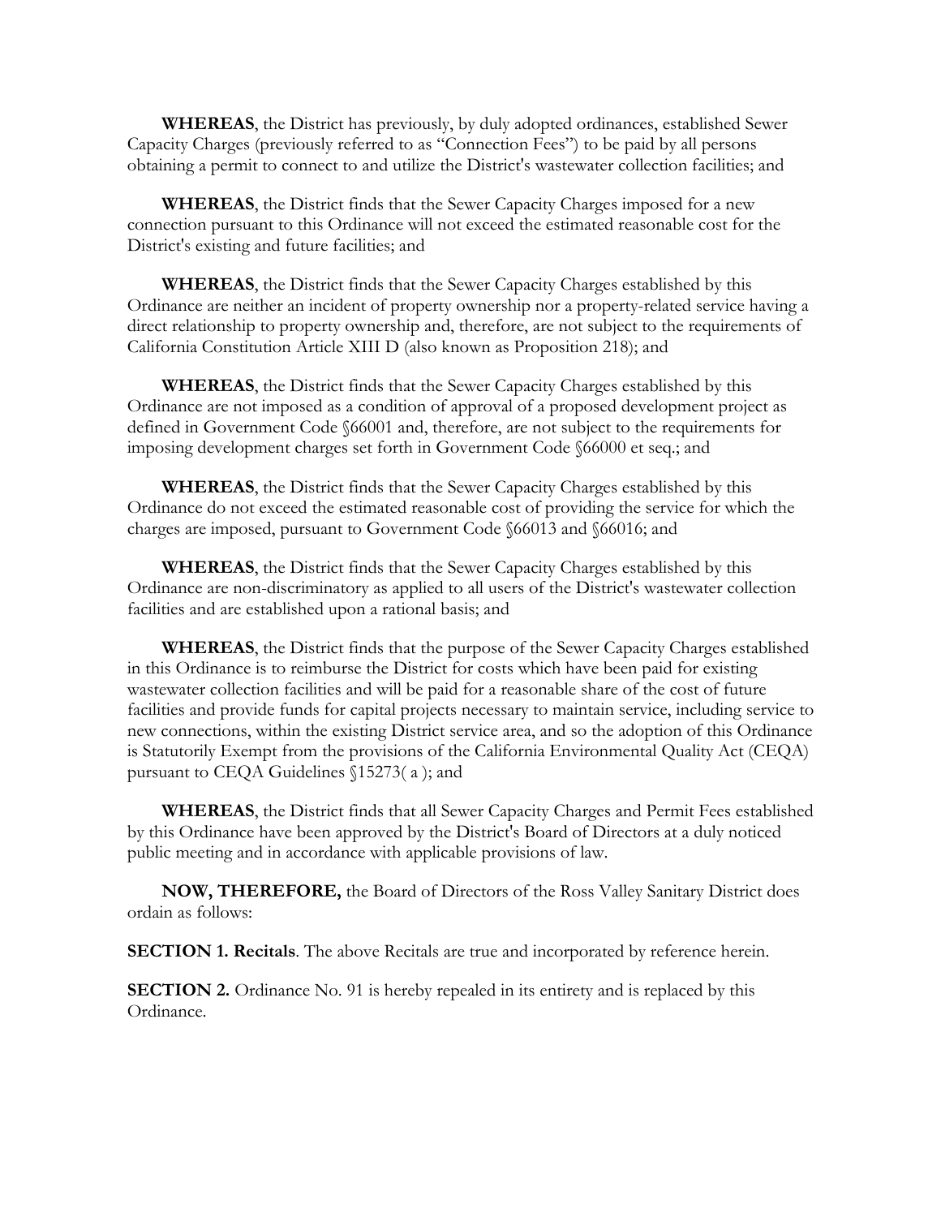**WHEREAS**, the District has previously, by duly adopted ordinances, established Sewer Capacity Charges (previously referred to as "Connection Fees") to be paid by all persons obtaining a permit to connect to and utilize the District's wastewater collection facilities; and

**WHEREAS**, the District finds that the Sewer Capacity Charges imposed for a new connection pursuant to this Ordinance will not exceed the estimated reasonable cost for the District's existing and future facilities; and

**WHEREAS**, the District finds that the Sewer Capacity Charges established by this Ordinance are neither an incident of property ownership nor a property-related service having a direct relationship to property ownership and, therefore, are not subject to the requirements of California Constitution Article XIII D (also known as Proposition 218); and

**WHEREAS**, the District finds that the Sewer Capacity Charges established by this Ordinance are not imposed as a condition of approval of a proposed development project as defined in Government Code §66001 and, therefore, are not subject to the requirements for imposing development charges set forth in Government Code §66000 et seq.; and

**WHEREAS**, the District finds that the Sewer Capacity Charges established by this Ordinance do not exceed the estimated reasonable cost of providing the service for which the charges are imposed, pursuant to Government Code §66013 and §66016; and

**WHEREAS**, the District finds that the Sewer Capacity Charges established by this Ordinance are non-discriminatory as applied to all users of the District's wastewater collection facilities and are established upon a rational basis; and

**WHEREAS**, the District finds that the purpose of the Sewer Capacity Charges established in this Ordinance is to reimburse the District for costs which have been paid for existing wastewater collection facilities and will be paid for a reasonable share of the cost of future facilities and provide funds for capital projects necessary to maintain service, including service to new connections, within the existing District service area, and so the adoption of this Ordinance is Statutorily Exempt from the provisions of the California Environmental Quality Act (CEQA) pursuant to CEQA Guidelines §15273( a ); and

**WHEREAS**, the District finds that all Sewer Capacity Charges and Permit Fees established by this Ordinance have been approved by the District's Board of Directors at a duly noticed public meeting and in accordance with applicable provisions of law.

**NOW, THEREFORE,** the Board of Directors of the Ross Valley Sanitary District does ordain as follows:

**SECTION 1. Recitals**. The above Recitals are true and incorporated by reference herein.

**SECTION 2.** Ordinance No. 91 is hereby repealed in its entirety and is replaced by this Ordinance.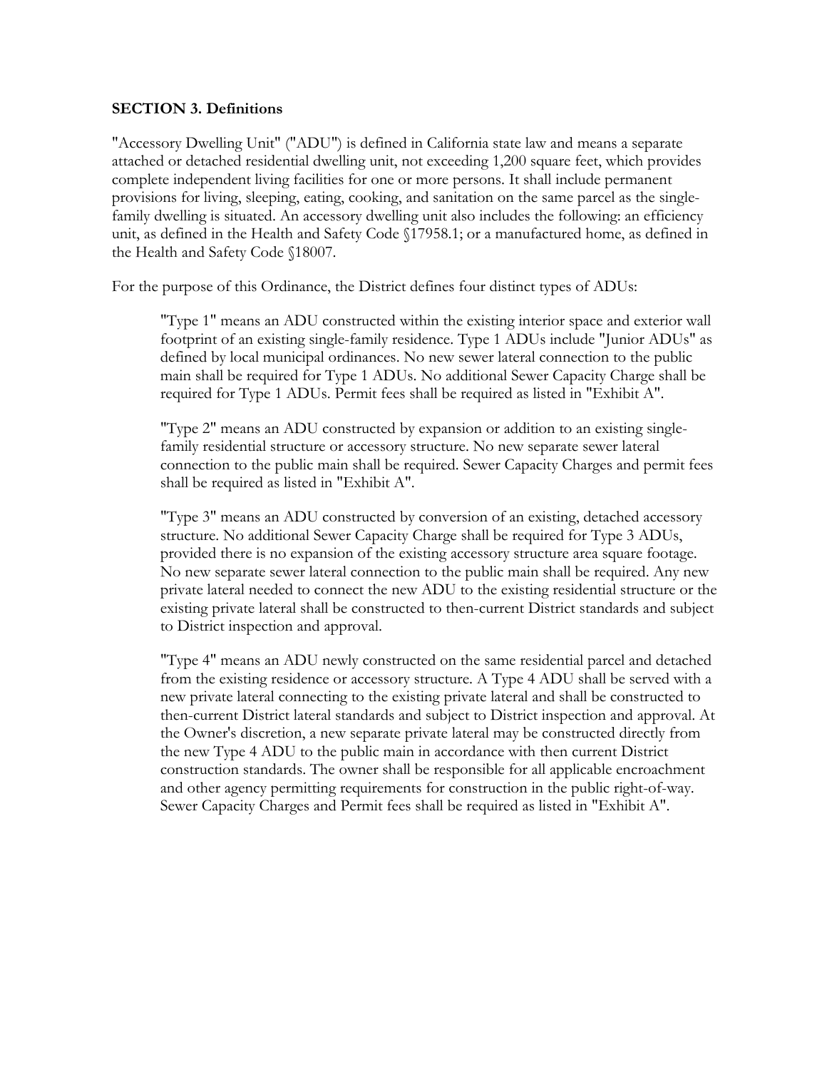**SECTION 3. Definitions**

"Accessory Dwelling Unit" ("ADU") is defined in California state law and means a separate attached or detached residential dwelling unit, not exceeding 1,200 square feet, which provides complete independent living facilities for one or more persons. It shall include permanent provisions for living, sleeping, eating, cooking, and sanitation on the same parcel as the single-family dwelling is situated. An accessory dwelling unit also includes the following: an efficiency unit, as defined in the Health and Safety Code §17958.1; or a manufactured home, as defined in the Health and Safety Code §18007.

For the purpose of this Ordinance, the District defines four distinct types of ADUs:

> "Type 1" means an ADU constructed within the existing interior space and exterior wall footprint of an existing single-family residence. Type 1 ADUs include "Junior ADUs" as defined by local municipal ordinances. No new sewer lateral connection to the public main shall be required for Type 1 ADUs. No additional Sewer Capacity Charge shall be required for Type 1 ADUs. Permit fees shall be required as listed in "Exhibit A".
>
> "Type 2" means an ADU constructed by expansion or addition to an existing single-family residential structure or accessory structure. No new separate sewer lateral connection to the public main shall be required. Sewer Capacity Charges and permit fees shall be required as listed in "Exhibit A".
>
> "Type 3" means an ADU constructed by conversion of an existing, detached accessory structure. No additional Sewer Capacity Charge shall be required for Type 3 ADUs, provided there is no expansion of the existing accessory structure area square footage. No new separate sewer lateral connection to the public main shall be required. Any new private lateral needed to connect the new ADU to the existing residential structure or the existing private lateral shall be constructed to then-current District standards and subject to District inspection and approval.
>
> "Type 4" means an ADU newly constructed on the same residential parcel and detached from the existing residence or accessory structure. A Type 4 ADU shall be served with a new private lateral connecting to the existing private lateral and shall be constructed to then-current District lateral standards and subject to District inspection and approval. At the Owner's discretion, a new separate private lateral may be constructed directly from the new Type 4 ADU to the public main in accordance with then current District construction standards. The owner shall be responsible for all applicable encroachment and other agency permitting requirements for construction in the public right-of-way. Sewer Capacity Charges and Permit fees shall be required as listed in "Exhibit A".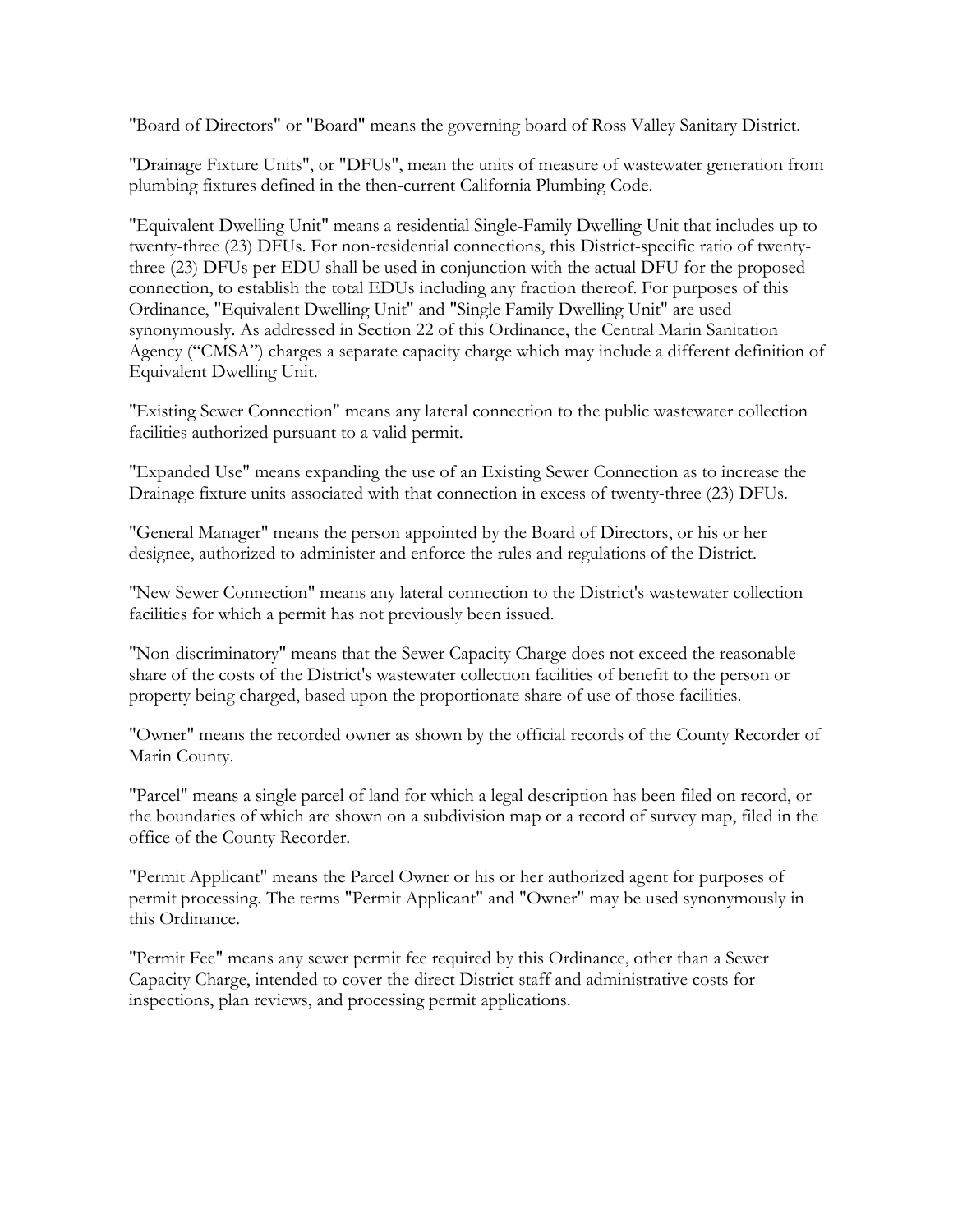"Board of Directors" or "Board" means the governing board of Ross Valley Sanitary District.

"Drainage Fixture Units", or "DFUs", mean the units of measure of wastewater generation from plumbing fixtures defined in the then-current California Plumbing Code.

"Equivalent Dwelling Unit" means a residential Single-Family Dwelling Unit that includes up to twenty-three (23) DFUs. For non-residential connections, this District-specific ratio of twenty-three (23) DFUs per EDU shall be used in conjunction with the actual DFU for the proposed connection, to establish the total EDUs including any fraction thereof. For purposes of this Ordinance, "Equivalent Dwelling Unit" and "Single Family Dwelling Unit" are used synonymously. As addressed in Section 22 of this Ordinance, the Central Marin Sanitation Agency ("CMSA") charges a separate capacity charge which may include a different definition of Equivalent Dwelling Unit.

"Existing Sewer Connection" means any lateral connection to the public wastewater collection facilities authorized pursuant to a valid permit.

"Expanded Use" means expanding the use of an Existing Sewer Connection as to increase the Drainage fixture units associated with that connection in excess of twenty-three (23) DFUs.

"General Manager" means the person appointed by the Board of Directors, or his or her designee, authorized to administer and enforce the rules and regulations of the District.

"New Sewer Connection" means any lateral connection to the District's wastewater collection facilities for which a permit has not previously been issued.

"Non-discriminatory" means that the Sewer Capacity Charge does not exceed the reasonable share of the costs of the District's wastewater collection facilities of benefit to the person or property being charged, based upon the proportionate share of use of those facilities.

"Owner" means the recorded owner as shown by the official records of the County Recorder of Marin County.

"Parcel" means a single parcel of land for which a legal description has been filed on record, or the boundaries of which are shown on a subdivision map or a record of survey map, filed in the office of the County Recorder.

"Permit Applicant" means the Parcel Owner or his or her authorized agent for purposes of permit processing. The terms "Permit Applicant" and "Owner" may be used synonymously in this Ordinance.

"Permit Fee" means any sewer permit fee required by this Ordinance, other than a Sewer Capacity Charge, intended to cover the direct District staff and administrative costs for inspections, plan reviews, and processing permit applications.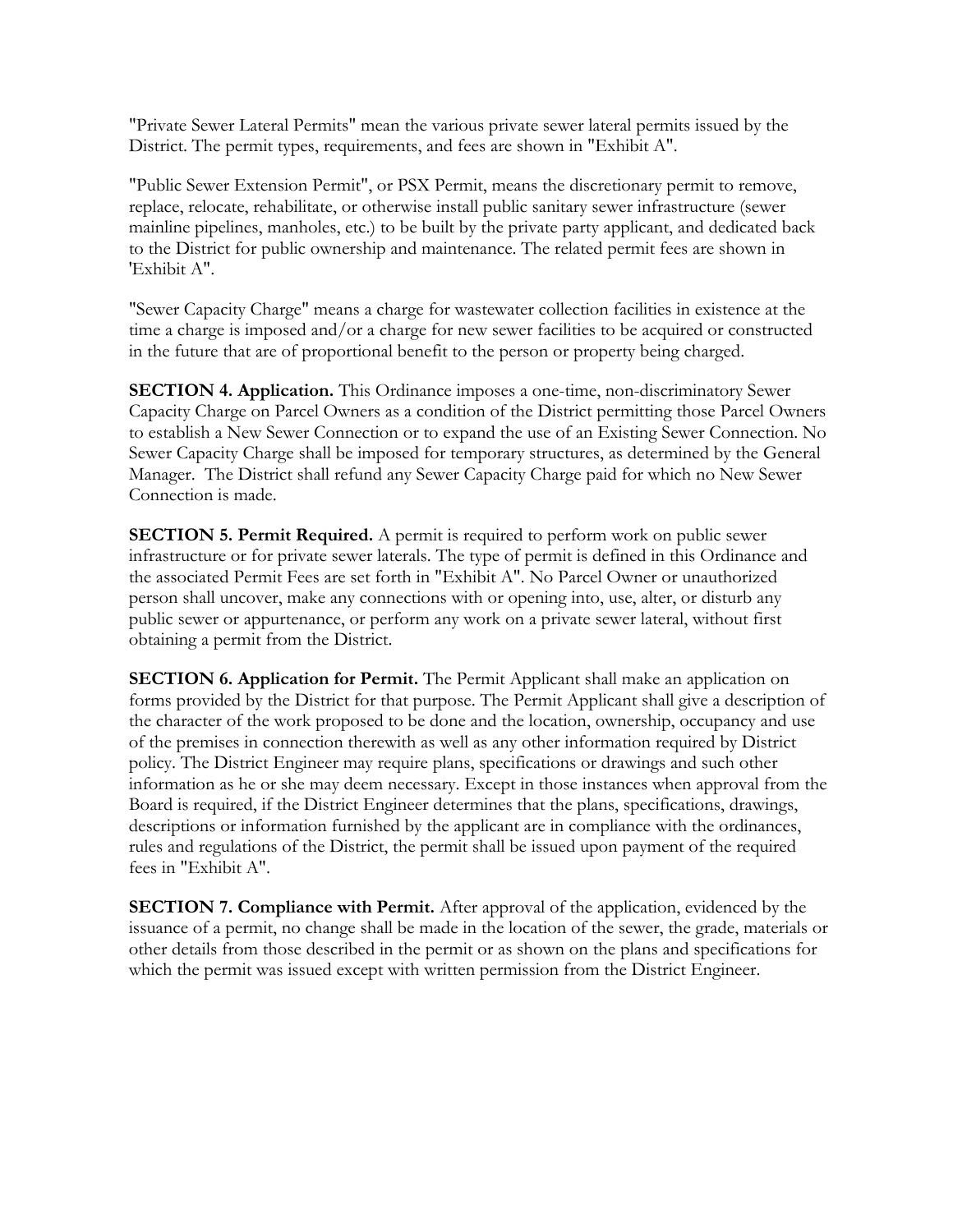"Private Sewer Lateral Permits" mean the various private sewer lateral permits issued by the District. The permit types, requirements, and fees are shown in "Exhibit A".

"Public Sewer Extension Permit", or PSX Permit, means the discretionary permit to remove, replace, relocate, rehabilitate, or otherwise install public sanitary sewer infrastructure (sewer mainline pipelines, manholes, etc.) to be built by the private party applicant, and dedicated back to the District for public ownership and maintenance. The related permit fees are shown in 'Exhibit A".

"Sewer Capacity Charge" means a charge for wastewater collection facilities in existence at the time a charge is imposed and/or a charge for new sewer facilities to be acquired or constructed in the future that are of proportional benefit to the person or property being charged.

**SECTION 4. Application.** This Ordinance imposes a one-time, non-discriminatory Sewer Capacity Charge on Parcel Owners as a condition of the District permitting those Parcel Owners to establish a New Sewer Connection or to expand the use of an Existing Sewer Connection. No Sewer Capacity Charge shall be imposed for temporary structures, as determined by the General Manager. The District shall refund any Sewer Capacity Charge paid for which no New Sewer Connection is made.

**SECTION 5. Permit Required.** A permit is required to perform work on public sewer infrastructure or for private sewer laterals. The type of permit is defined in this Ordinance and the associated Permit Fees are set forth in "Exhibit A". No Parcel Owner or unauthorized person shall uncover, make any connections with or opening into, use, alter, or disturb any public sewer or appurtenance, or perform any work on a private sewer lateral, without first obtaining a permit from the District.

**SECTION 6. Application for Permit.** The Permit Applicant shall make an application on forms provided by the District for that purpose. The Permit Applicant shall give a description of the character of the work proposed to be done and the location, ownership, occupancy and use of the premises in connection therewith as well as any other information required by District policy. The District Engineer may require plans, specifications or drawings and such other information as he or she may deem necessary. Except in those instances when approval from the Board is required, if the District Engineer determines that the plans, specifications, drawings, descriptions or information furnished by the applicant are in compliance with the ordinances, rules and regulations of the District, the permit shall be issued upon payment of the required fees in "Exhibit A".

**SECTION 7. Compliance with Permit.** After approval of the application, evidenced by the issuance of a permit, no change shall be made in the location of the sewer, the grade, materials or other details from those described in the permit or as shown on the plans and specifications for which the permit was issued except with written permission from the District Engineer.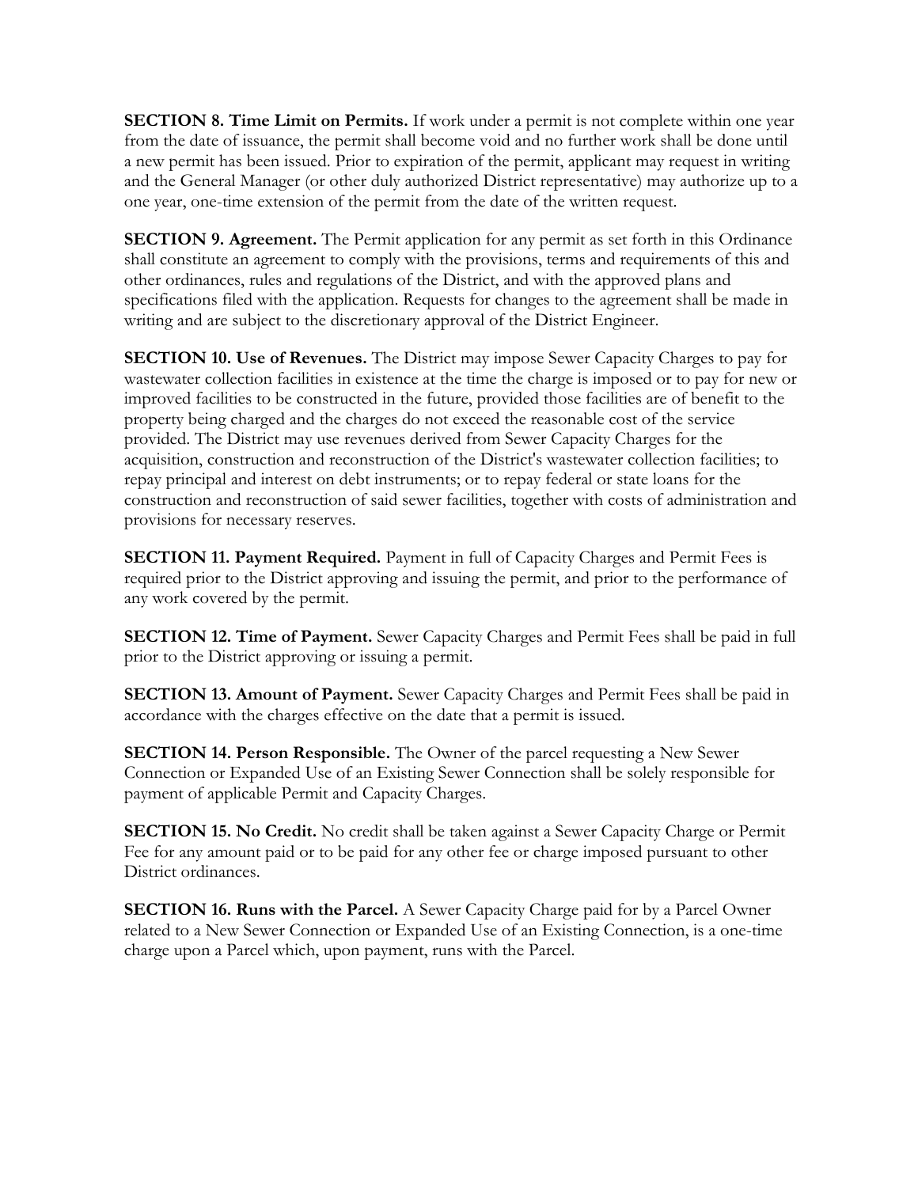**SECTION 8. Time Limit on Permits.** If work under a permit is not complete within one year from the date of issuance, the permit shall become void and no further work shall be done until a new permit has been issued. Prior to expiration of the permit, applicant may request in writing and the General Manager (or other duly authorized District representative) may authorize up to a one year, one-time extension of the permit from the date of the written request.

**SECTION 9. Agreement.** The Permit application for any permit as set forth in this Ordinance shall constitute an agreement to comply with the provisions, terms and requirements of this and other ordinances, rules and regulations of the District, and with the approved plans and specifications filed with the application. Requests for changes to the agreement shall be made in writing and are subject to the discretionary approval of the District Engineer.

**SECTION 10. Use of Revenues.** The District may impose Sewer Capacity Charges to pay for wastewater collection facilities in existence at the time the charge is imposed or to pay for new or improved facilities to be constructed in the future, provided those facilities are of benefit to the property being charged and the charges do not exceed the reasonable cost of the service provided. The District may use revenues derived from Sewer Capacity Charges for the acquisition, construction and reconstruction of the District's wastewater collection facilities; to repay principal and interest on debt instruments; or to repay federal or state loans for the construction and reconstruction of said sewer facilities, together with costs of administration and provisions for necessary reserves.

**SECTION 11. Payment Required.** Payment in full of Capacity Charges and Permit Fees is required prior to the District approving and issuing the permit, and prior to the performance of any work covered by the permit.

**SECTION 12. Time of Payment.** Sewer Capacity Charges and Permit Fees shall be paid in full prior to the District approving or issuing a permit.

**SECTION 13. Amount of Payment.** Sewer Capacity Charges and Permit Fees shall be paid in accordance with the charges effective on the date that a permit is issued.

**SECTION 14. Person Responsible.** The Owner of the parcel requesting a New Sewer Connection or Expanded Use of an Existing Sewer Connection shall be solely responsible for payment of applicable Permit and Capacity Charges.

**SECTION 15. No Credit.** No credit shall be taken against a Sewer Capacity Charge or Permit Fee for any amount paid or to be paid for any other fee or charge imposed pursuant to other District ordinances.

**SECTION 16. Runs with the Parcel.** A Sewer Capacity Charge paid for by a Parcel Owner related to a New Sewer Connection or Expanded Use of an Existing Connection, is a one-time charge upon a Parcel which, upon payment, runs with the Parcel.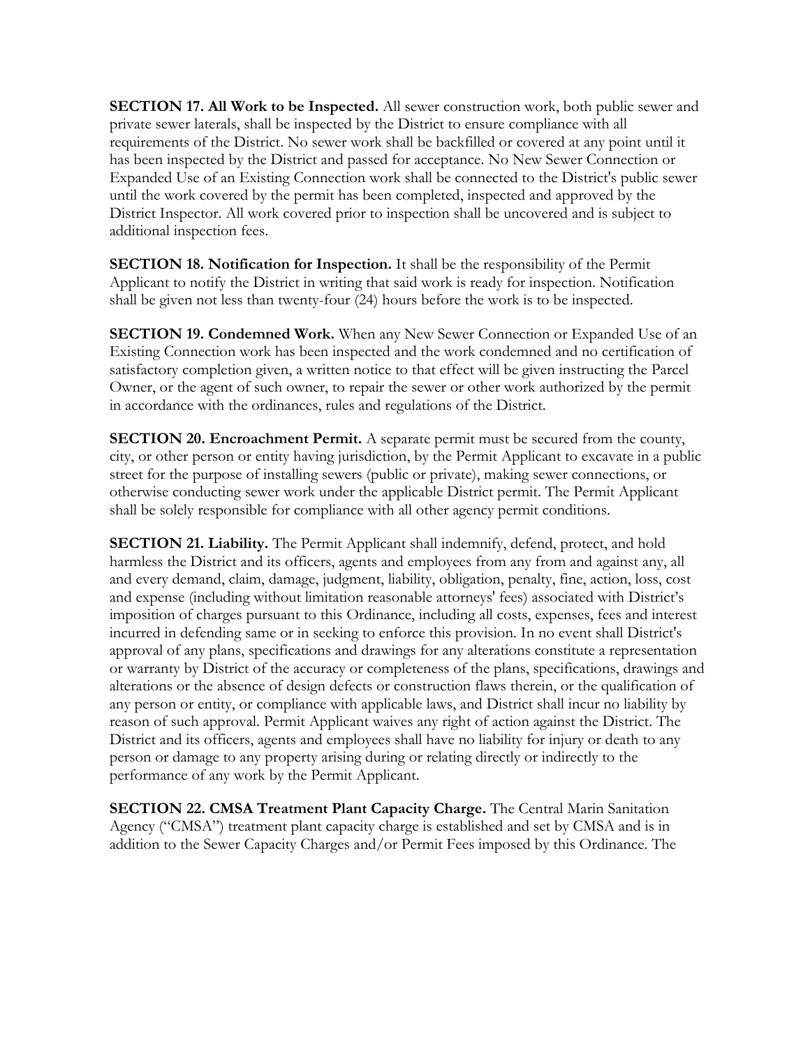**SECTION 17. All Work to be Inspected.** All sewer construction work, both public sewer and private sewer laterals, shall be inspected by the District to ensure compliance with all requirements of the District. No sewer work shall be backfilled or covered at any point until it has been inspected by the District and passed for acceptance. No New Sewer Connection or Expanded Use of an Existing Connection work shall be connected to the District's public sewer until the work covered by the permit has been completed, inspected and approved by the District Inspector. All work covered prior to inspection shall be uncovered and is subject to additional inspection fees.

**SECTION 18. Notification for Inspection.** It shall be the responsibility of the Permit Applicant to notify the District in writing that said work is ready for inspection. Notification shall be given not less than twenty-four (24) hours before the work is to be inspected.

**SECTION 19. Condemned Work.** When any New Sewer Connection or Expanded Use of an Existing Connection work has been inspected and the work condemned and no certification of satisfactory completion given, a written notice to that effect will be given instructing the Parcel Owner, or the agent of such owner, to repair the sewer or other work authorized by the permit in accordance with the ordinances, rules and regulations of the District.

**SECTION 20. Encroachment Permit.** A separate permit must be secured from the county, city, or other person or entity having jurisdiction, by the Permit Applicant to excavate in a public street for the purpose of installing sewers (public or private), making sewer connections, or otherwise conducting sewer work under the applicable District permit. The Permit Applicant shall be solely responsible for compliance with all other agency permit conditions.

**SECTION 21. Liability.** The Permit Applicant shall indemnify, defend, protect, and hold harmless the District and its officers, agents and employees from any from and against any, all and every demand, claim, damage, judgment, liability, obligation, penalty, fine, action, loss, cost and expense (including without limitation reasonable attorneys' fees) associated with District's imposition of charges pursuant to this Ordinance, including all costs, expenses, fees and interest incurred in defending same or in seeking to enforce this provision. In no event shall District's approval of any plans, specifications and drawings for any alterations constitute a representation or warranty by District of the accuracy or completeness of the plans, specifications, drawings and alterations or the absence of design defects or construction flaws therein, or the qualification of any person or entity, or compliance with applicable laws, and District shall incur no liability by reason of such approval. Permit Applicant waives any right of action against the District. The District and its officers, agents and employees shall have no liability for injury or death to any person or damage to any property arising during or relating directly or indirectly to the performance of any work by the Permit Applicant.

**SECTION 22. CMSA Treatment Plant Capacity Charge.** The Central Marin Sanitation Agency ("CMSA") treatment plant capacity charge is established and set by CMSA and is in addition to the Sewer Capacity Charges and/or Permit Fees imposed by this Ordinance. The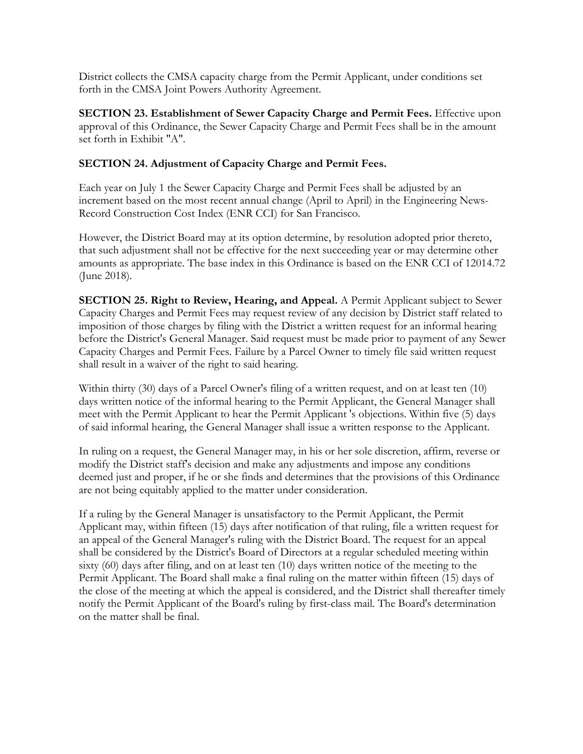District collects the CMSA capacity charge from the Permit Applicant, under conditions set forth in the CMSA Joint Powers Authority Agreement.

**SECTION 23. Establishment of Sewer Capacity Charge and Permit Fees.** Effective upon approval of this Ordinance, the Sewer Capacity Charge and Permit Fees shall be in the amount set forth in Exhibit "A".

**SECTION 24. Adjustment of Capacity Charge and Permit Fees.**

Each year on July 1 the Sewer Capacity Charge and Permit Fees shall be adjusted by an increment based on the most recent annual change (April to April) in the Engineering News-Record Construction Cost Index (ENR CCI) for San Francisco.

However, the District Board may at its option determine, by resolution adopted prior thereto, that such adjustment shall not be effective for the next succeeding year or may determine other amounts as appropriate. The base index in this Ordinance is based on the ENR CCI of 12014.72 (June 2018).

**SECTION 25. Right to Review, Hearing, and Appeal.** A Permit Applicant subject to Sewer Capacity Charges and Permit Fees may request review of any decision by District staff related to imposition of those charges by filing with the District a written request for an informal hearing before the District's General Manager. Said request must be made prior to payment of any Sewer Capacity Charges and Permit Fees. Failure by a Parcel Owner to timely file said written request shall result in a waiver of the right to said hearing.

Within thirty (30) days of a Parcel Owner's filing of a written request, and on at least ten (10) days written notice of the informal hearing to the Permit Applicant, the General Manager shall meet with the Permit Applicant to hear the Permit Applicant 's objections. Within five (5) days of said informal hearing, the General Manager shall issue a written response to the Applicant.

In ruling on a request, the General Manager may, in his or her sole discretion, affirm, reverse or modify the District staff's decision and make any adjustments and impose any conditions deemed just and proper, if he or she finds and determines that the provisions of this Ordinance are not being equitably applied to the matter under consideration.

If a ruling by the General Manager is unsatisfactory to the Permit Applicant, the Permit Applicant may, within fifteen (15) days after notification of that ruling, file a written request for an appeal of the General Manager's ruling with the District Board. The request for an appeal shall be considered by the District's Board of Directors at a regular scheduled meeting within sixty (60) days after filing, and on at least ten (10) days written notice of the meeting to the Permit Applicant. The Board shall make a final ruling on the matter within fifteen (15) days of the close of the meeting at which the appeal is considered, and the District shall thereafter timely notify the Permit Applicant of the Board's ruling by first-class mail. The Board's determination on the matter shall be final.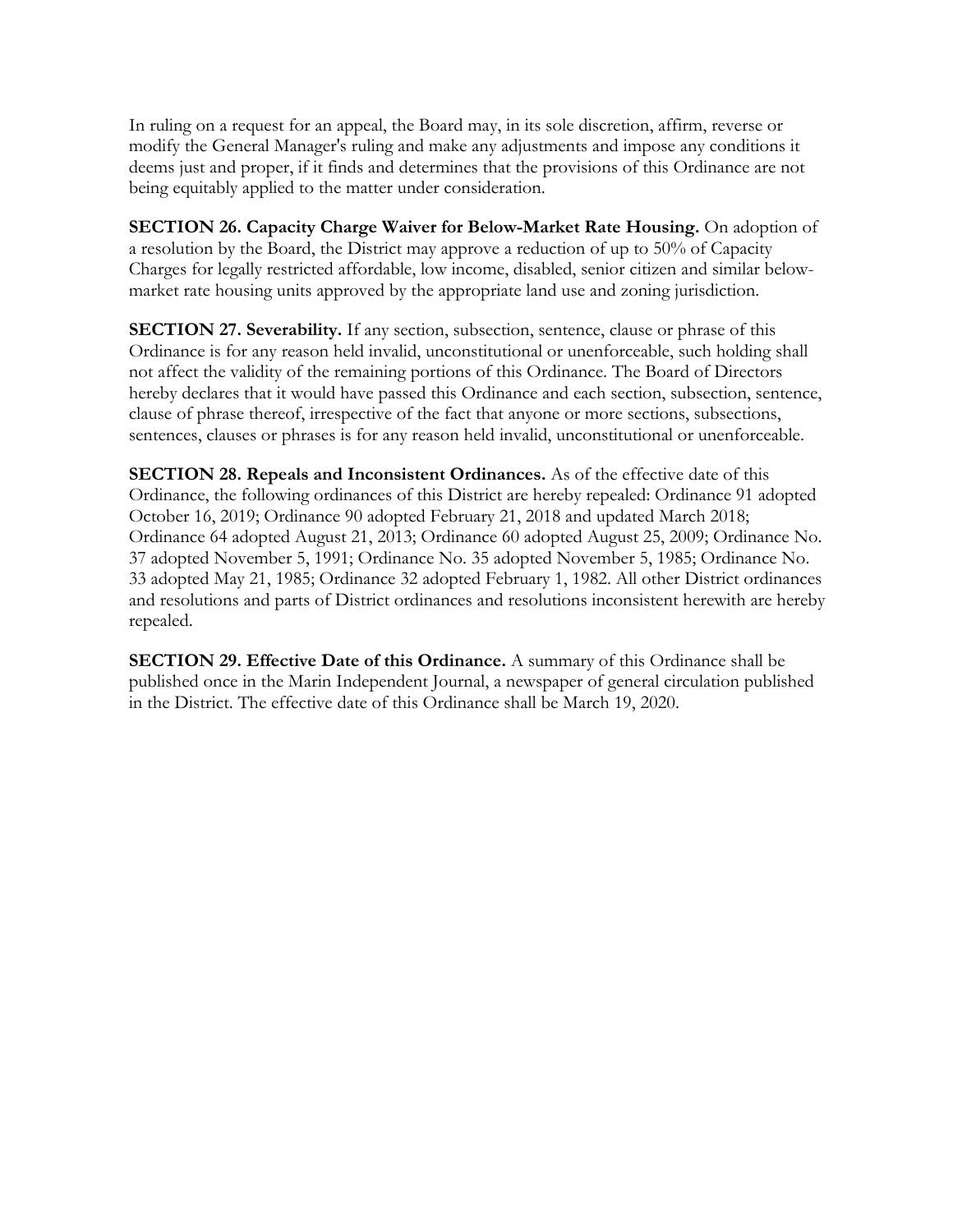In ruling on a request for an appeal, the Board may, in its sole discretion, affirm, reverse or modify the General Manager's ruling and make any adjustments and impose any conditions it deems just and proper, if it finds and determines that the provisions of this Ordinance are not being equitably applied to the matter under consideration.

**SECTION 26. Capacity Charge Waiver for Below-Market Rate Housing.** On adoption of a resolution by the Board, the District may approve a reduction of up to 50% of Capacity Charges for legally restricted affordable, low income, disabled, senior citizen and similar below-market rate housing units approved by the appropriate land use and zoning jurisdiction.

**SECTION 27. Severability.** If any section, subsection, sentence, clause or phrase of this Ordinance is for any reason held invalid, unconstitutional or unenforceable, such holding shall not affect the validity of the remaining portions of this Ordinance. The Board of Directors hereby declares that it would have passed this Ordinance and each section, subsection, sentence, clause of phrase thereof, irrespective of the fact that anyone or more sections, subsections, sentences, clauses or phrases is for any reason held invalid, unconstitutional or unenforceable.

**SECTION 28. Repeals and Inconsistent Ordinances.** As of the effective date of this Ordinance, the following ordinances of this District are hereby repealed: Ordinance 91 adopted October 16, 2019; Ordinance 90 adopted February 21, 2018 and updated March 2018; Ordinance 64 adopted August 21, 2013; Ordinance 60 adopted August 25, 2009; Ordinance No. 37 adopted November 5, 1991; Ordinance No. 35 adopted November 5, 1985; Ordinance No. 33 adopted May 21, 1985; Ordinance 32 adopted February 1, 1982. All other District ordinances and resolutions and parts of District ordinances and resolutions inconsistent herewith are hereby repealed.

**SECTION 29. Effective Date of this Ordinance.** A summary of this Ordinance shall be published once in the Marin Independent Journal, a newspaper of general circulation published in the District. The effective date of this Ordinance shall be March 19, 2020.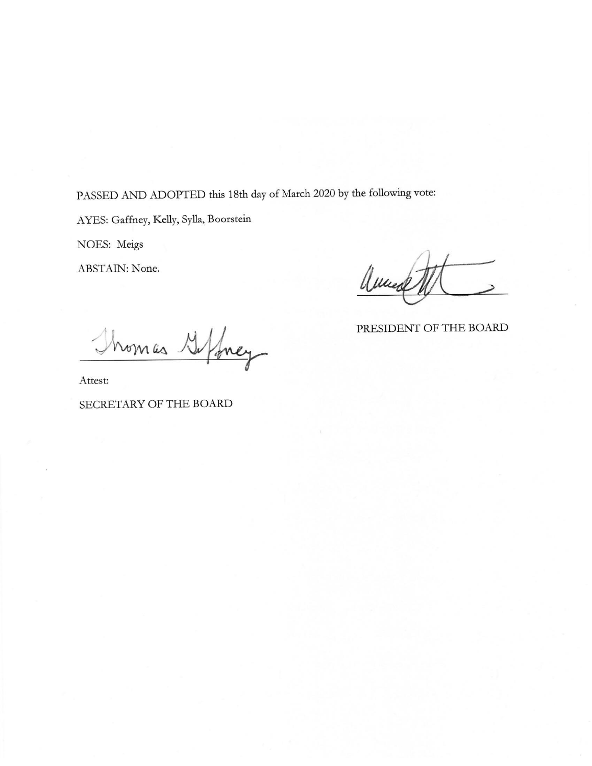PASSED AND ADOPTED this 18th day of March 2020 by the following vote:

AYES: Gaffney, Kelly, Sylla, Boorstein

NOES: Meigs

ABSTAIN: None.

PRESIDENT OF THE BOARD

Attest:

SECRETARY OF THE BOARD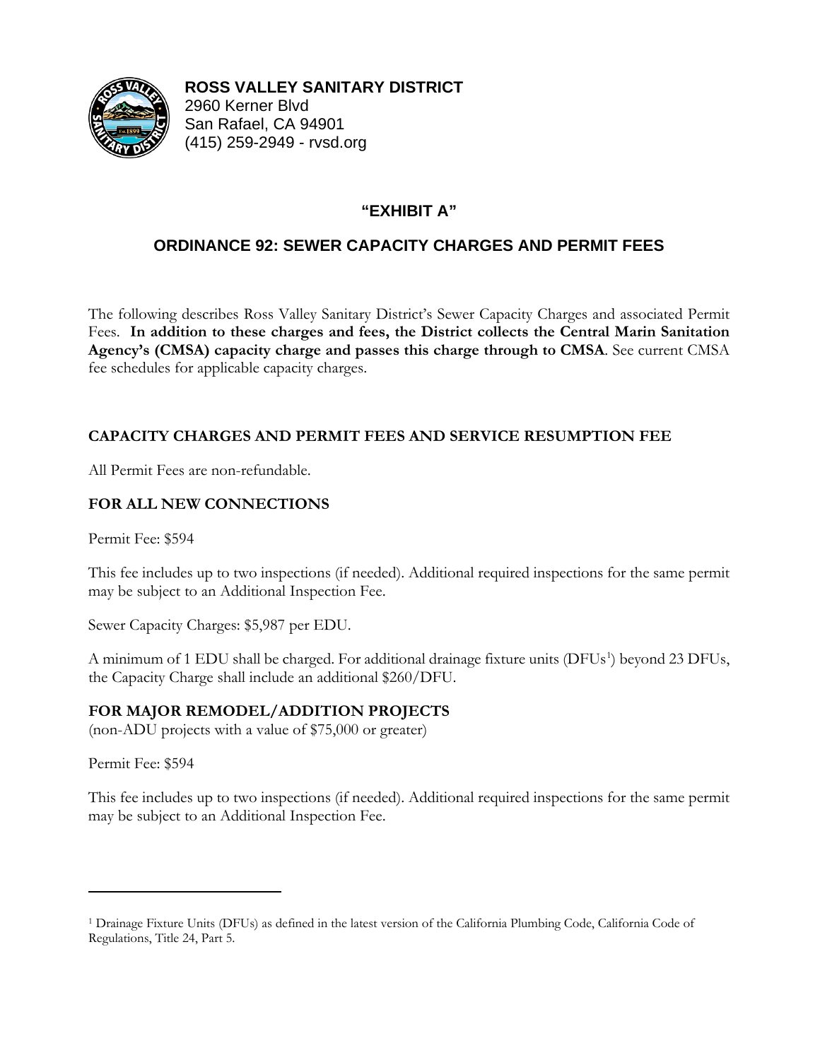**ROSS VALLEY SANITARY DISTRICT**
2960 Kerner Blvd
San Rafael, CA 94901
(415) 259-2949 - rvsd.org

## "EXHIBIT A"

## ORDINANCE 92: SEWER CAPACITY CHARGES AND PERMIT FEES

The following describes Ross Valley Sanitary District's Sewer Capacity Charges and associated Permit Fees. **In addition to these charges and fees, the District collects the Central Marin Sanitation Agency's (CMSA) capacity charge and passes this charge through to CMSA**. See current CMSA fee schedules for applicable capacity charges.

### CAPACITY CHARGES AND PERMIT FEES AND SERVICE RESUMPTION FEE

All Permit Fees are non-refundable.

### FOR ALL NEW CONNECTIONS

Permit Fee: $594

This fee includes up to two inspections (if needed). Additional required inspections for the same permit may be subject to an Additional Inspection Fee.

Sewer Capacity Charges: $5,987 per EDU.

A minimum of 1 EDU shall be charged. For additional drainage fixture units (DFUs[1]) beyond 23 DFUs, the Capacity Charge shall include an additional $260/DFU.

### FOR MAJOR REMODEL/ADDITION PROJECTS

(non-ADU projects with a value of $75,000 or greater)

Permit Fee: $594

This fee includes up to two inspections (if needed). Additional required inspections for the same permit may be subject to an Additional Inspection Fee.

---

[1] Drainage Fixture Units (DFUs) as defined in the latest version of the California Plumbing Code, California Code of Regulations, Title 24, Part 5.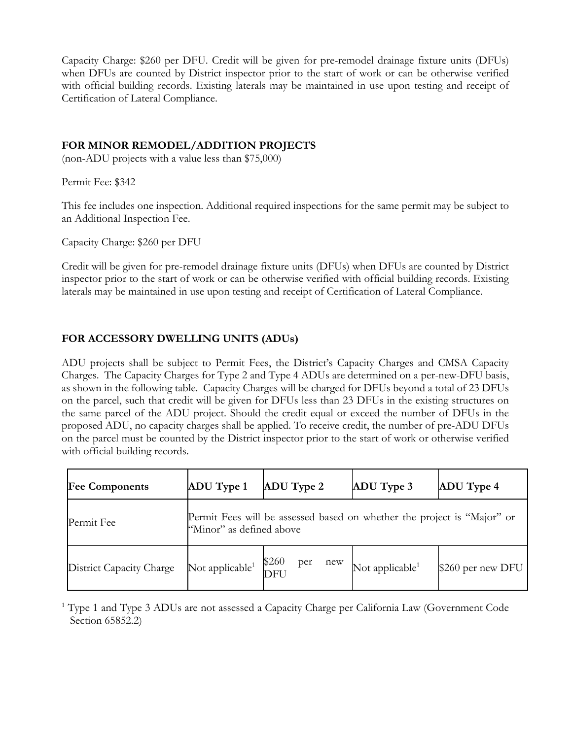Capacity Charge: $260 per DFU. Credit will be given for pre-remodel drainage fixture units (DFUs) when DFUs are counted by District inspector prior to the start of work or can be otherwise verified with official building records. Existing laterals may be maintained in use upon testing and receipt of Certification of Lateral Compliance.

### FOR MINOR REMODEL/ADDITION PROJECTS

(non-ADU projects with a value less than $75,000)

Permit Fee: $342

This fee includes one inspection. Additional required inspections for the same permit may be subject to an Additional Inspection Fee.

Capacity Charge: $260 per DFU

Credit will be given for pre-remodel drainage fixture units (DFUs) when DFUs are counted by District inspector prior to the start of work or can be otherwise verified with official building records. Existing laterals may be maintained in use upon testing and receipt of Certification of Lateral Compliance.

### FOR ACCESSORY DWELLING UNITS (ADUs)

ADU projects shall be subject to Permit Fees, the District's Capacity Charges and CMSA Capacity Charges. The Capacity Charges for Type 2 and Type 4 ADUs are determined on a per-new-DFU basis, as shown in the following table. Capacity Charges will be charged for DFUs beyond a total of 23 DFUs on the parcel, such that credit will be given for DFUs less than 23 DFUs in the existing structures on the same parcel of the ADU project. Should the credit equal or exceed the number of DFUs in the proposed ADU, no capacity charges shall be applied. To receive credit, the number of pre-ADU DFUs on the parcel must be counted by the District inspector prior to the start of work or otherwise verified with official building records.

| Fee Components | ADU Type 1 | ADU Type 2 | ADU Type 3 | ADU Type 4 |
|---|---|---|---|---|
| Permit Fee | Permit Fees will be assessed based on whether the project is "Major" or "Minor" as defined above | | | |
| District Capacity Charge | Not applicable[1] | $260 per new DFU | Not applicable[1] | $260 per new DFU |

[1] Type 1 and Type 3 ADUs are not assessed a Capacity Charge per California Law (Government Code Section 65852.2)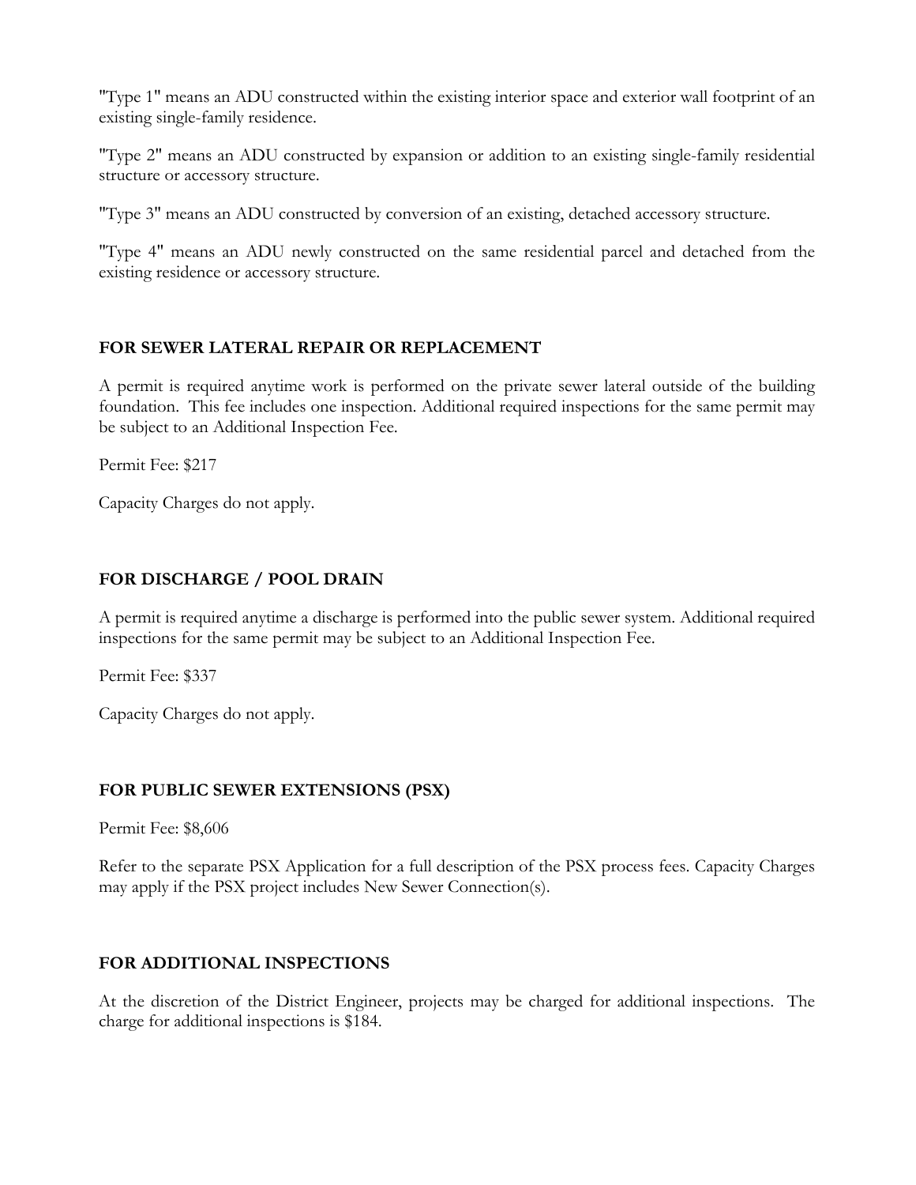"Type 1" means an ADU constructed within the existing interior space and exterior wall footprint of an existing single-family residence.

"Type 2" means an ADU constructed by expansion or addition to an existing single-family residential structure or accessory structure.

"Type 3" means an ADU constructed by conversion of an existing, detached accessory structure.

"Type 4" means an ADU newly constructed on the same residential parcel and detached from the existing residence or accessory structure.

## FOR SEWER LATERAL REPAIR OR REPLACEMENT

A permit is required anytime work is performed on the private sewer lateral outside of the building foundation. This fee includes one inspection. Additional required inspections for the same permit may be subject to an Additional Inspection Fee.

Permit Fee: $217

Capacity Charges do not apply.

## FOR DISCHARGE / POOL DRAIN

A permit is required anytime a discharge is performed into the public sewer system. Additional required inspections for the same permit may be subject to an Additional Inspection Fee.

Permit Fee: $337

Capacity Charges do not apply.

## FOR PUBLIC SEWER EXTENSIONS (PSX)

Permit Fee: $8,606

Refer to the separate PSX Application for a full description of the PSX process fees. Capacity Charges may apply if the PSX project includes New Sewer Connection(s).

## FOR ADDITIONAL INSPECTIONS

At the discretion of the District Engineer, projects may be charged for additional inspections. The charge for additional inspections is $184.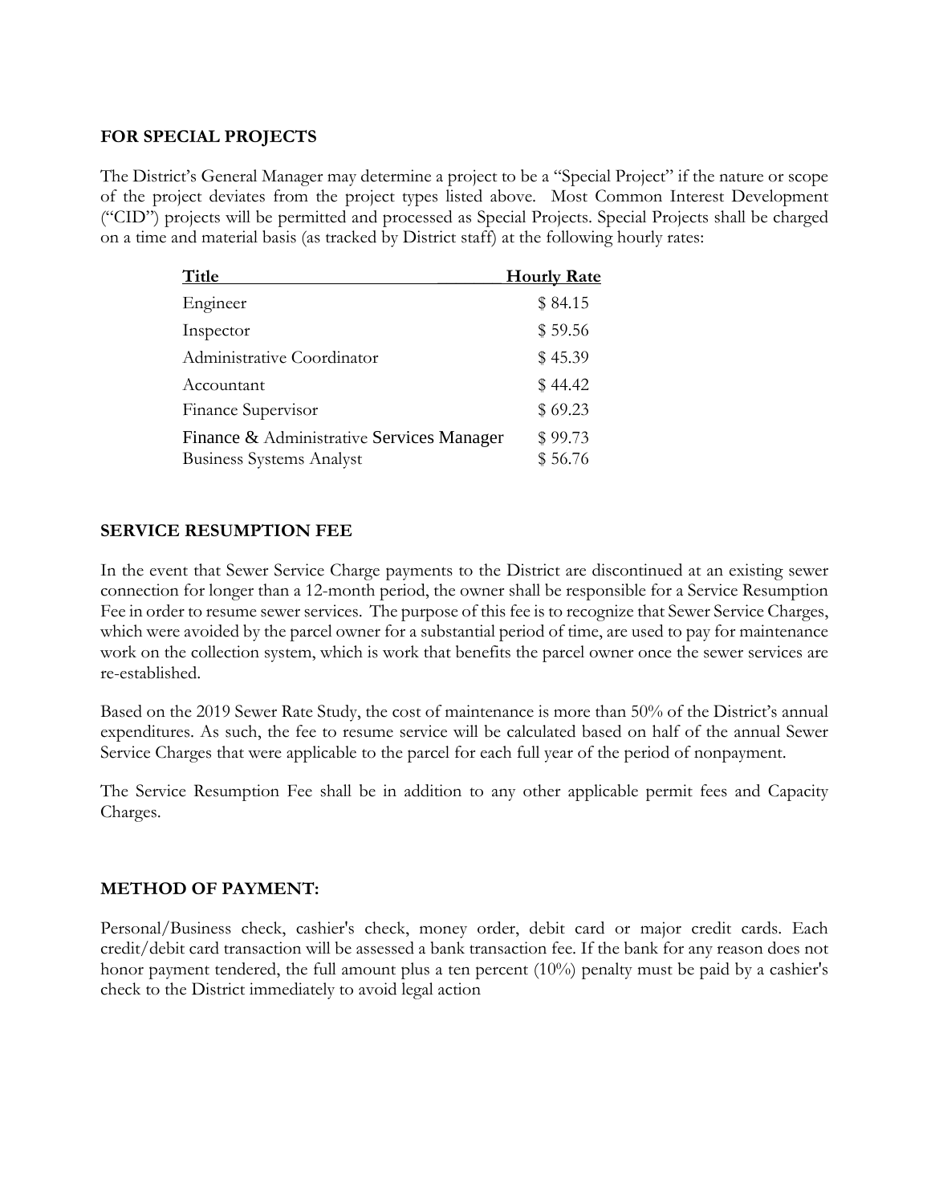**FOR SPECIAL PROJECTS**

The District's General Manager may determine a project to be a "Special Project" if the nature or scope of the project deviates from the project types listed above. Most Common Interest Development ("CID") projects will be permitted and processed as Special Projects. Special Projects shall be charged on a time and material basis (as tracked by District staff) at the following hourly rates:

| Title | Hourly Rate |
|---|---|
| Engineer | $ 84.15 |
| Inspector | $ 59.56 |
| Administrative Coordinator | $ 45.39 |
| Accountant | $ 44.42 |
| Finance Supervisor | $ 69.23 |
| Finance & Administrative Services Manager | $ 99.73 |
| Business Systems Analyst | $ 56.76 |

**SERVICE RESUMPTION FEE**

In the event that Sewer Service Charge payments to the District are discontinued at an existing sewer connection for longer than a 12-month period, the owner shall be responsible for a Service Resumption Fee in order to resume sewer services. The purpose of this fee is to recognize that Sewer Service Charges, which were avoided by the parcel owner for a substantial period of time, are used to pay for maintenance work on the collection system, which is work that benefits the parcel owner once the sewer services are re-established.

Based on the 2019 Sewer Rate Study, the cost of maintenance is more than 50% of the District's annual expenditures. As such, the fee to resume service will be calculated based on half of the annual Sewer Service Charges that were applicable to the parcel for each full year of the period of nonpayment.

The Service Resumption Fee shall be in addition to any other applicable permit fees and Capacity Charges.

**METHOD OF PAYMENT:**

Personal/Business check, cashier's check, money order, debit card or major credit cards. Each credit/debit card transaction will be assessed a bank transaction fee. If the bank for any reason does not honor payment tendered, the full amount plus a ten percent (10%) penalty must be paid by a cashier's check to the District immediately to avoid legal action